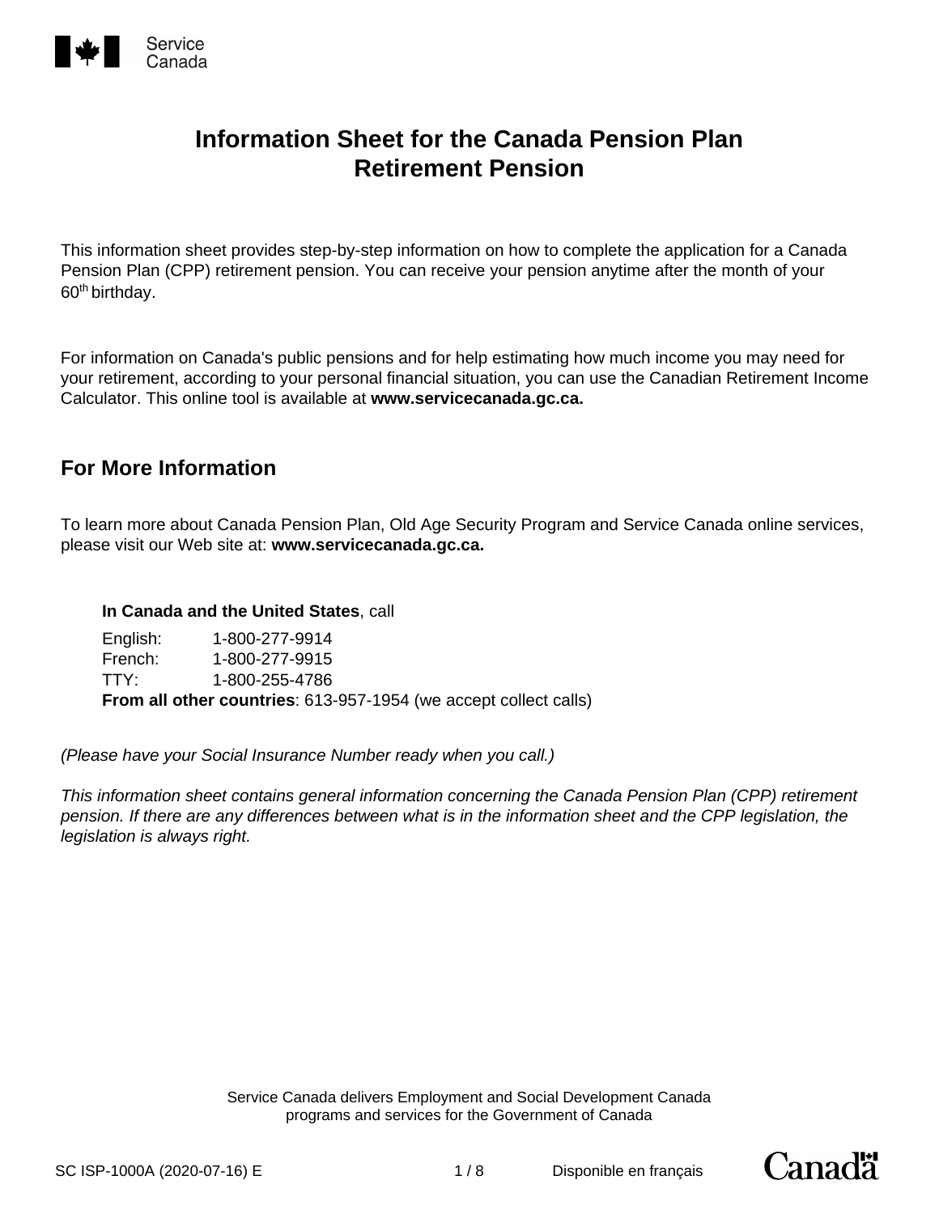# Information Sheet for the Canada Pension Plan Retirement Pension

This information sheet provides step-by-step information on how to complete the application for a Canada Pension Plan (CPP) retirement pension. You can receive your pension anytime after the month of your 60th birthday.

For information on Canada's public pensions and for help estimating how much income you may need for your retirement, according to your personal financial situation, you can use the Canadian Retirement Income Calculator. This online tool is available at **www.servicecanada.gc.ca.**

## For More Information

To learn more about Canada Pension Plan, Old Age Security Program and Service Canada online services, please visit our Web site at: **www.servicecanada.gc.ca.**

**In Canada and the United States**, call

English: 1-800-277-9914
French: 1-800-277-9915
TTY: 1-800-255-4786
**From all other countries**: 613-957-1954 (we accept collect calls)

*(Please have your Social Insurance Number ready when you call.)*

*This information sheet contains general information concerning the Canada Pension Plan (CPP) retirement pension. If there are any differences between what is in the information sheet and the CPP legislation, the legislation is always right.*

Service Canada delivers Employment and Social Development Canada programs and services for the Government of Canada

SC ISP-1000A (2020-07-16) E

Disponible en français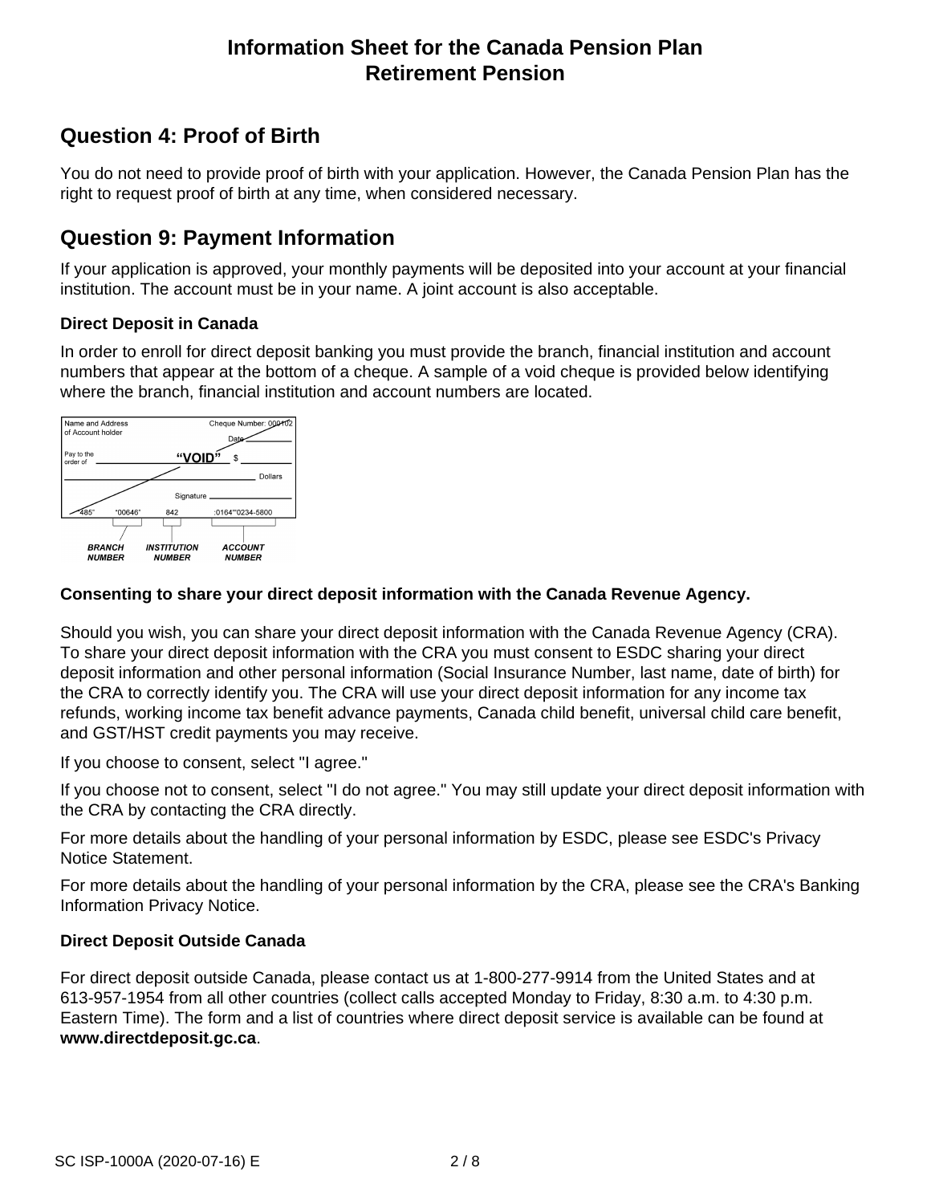# Information Sheet for the Canada Pension Plan Retirement Pension

## Question 4: Proof of Birth

You do not need to provide proof of birth with your application. However, the Canada Pension Plan has the right to request proof of birth at any time, when considered necessary.

## Question 9: Payment Information

If your application is approved, your monthly payments will be deposited into your account at your financial institution. The account must be in your name. A joint account is also acceptable.

### Direct Deposit in Canada

In order to enroll for direct deposit banking you must provide the branch, financial institution and account numbers that appear at the bottom of a cheque. A sample of a void cheque is provided below identifying where the branch, financial institution and account numbers are located.

Name and Address of Account holder | Cheque Number: 000102 | Date | Pay to the order of | "VOID" | $ | Dollars | Signature

"485" "00646" 842 :0164"'0234-5800

**BRANCH NUMBER** | **INSTITUTION NUMBER** | **ACCOUNT NUMBER**

### Consenting to share your direct deposit information with the Canada Revenue Agency.

Should you wish, you can share your direct deposit information with the Canada Revenue Agency (CRA). To share your direct deposit information with the CRA you must consent to ESDC sharing your direct deposit information and other personal information (Social Insurance Number, last name, date of birth) for the CRA to correctly identify you. The CRA will use your direct deposit information for any income tax refunds, working income tax benefit advance payments, Canada child benefit, universal child care benefit, and GST/HST credit payments you may receive.

If you choose to consent, select "I agree."

If you choose not to consent, select "I do not agree." You may still update your direct deposit information with the CRA by contacting the CRA directly.

For more details about the handling of your personal information by ESDC, please see ESDC's Privacy Notice Statement.

For more details about the handling of your personal information by the CRA, please see the CRA's Banking Information Privacy Notice.

### Direct Deposit Outside Canada

For direct deposit outside Canada, please contact us at 1-800-277-9914 from the United States and at 613-957-1954 from all other countries (collect calls accepted Monday to Friday, 8:30 a.m. to 4:30 p.m. Eastern Time). The form and a list of countries where direct deposit service is available can be found at **www.directdeposit.gc.ca**.

SC ISP-1000A (2020-07-16) E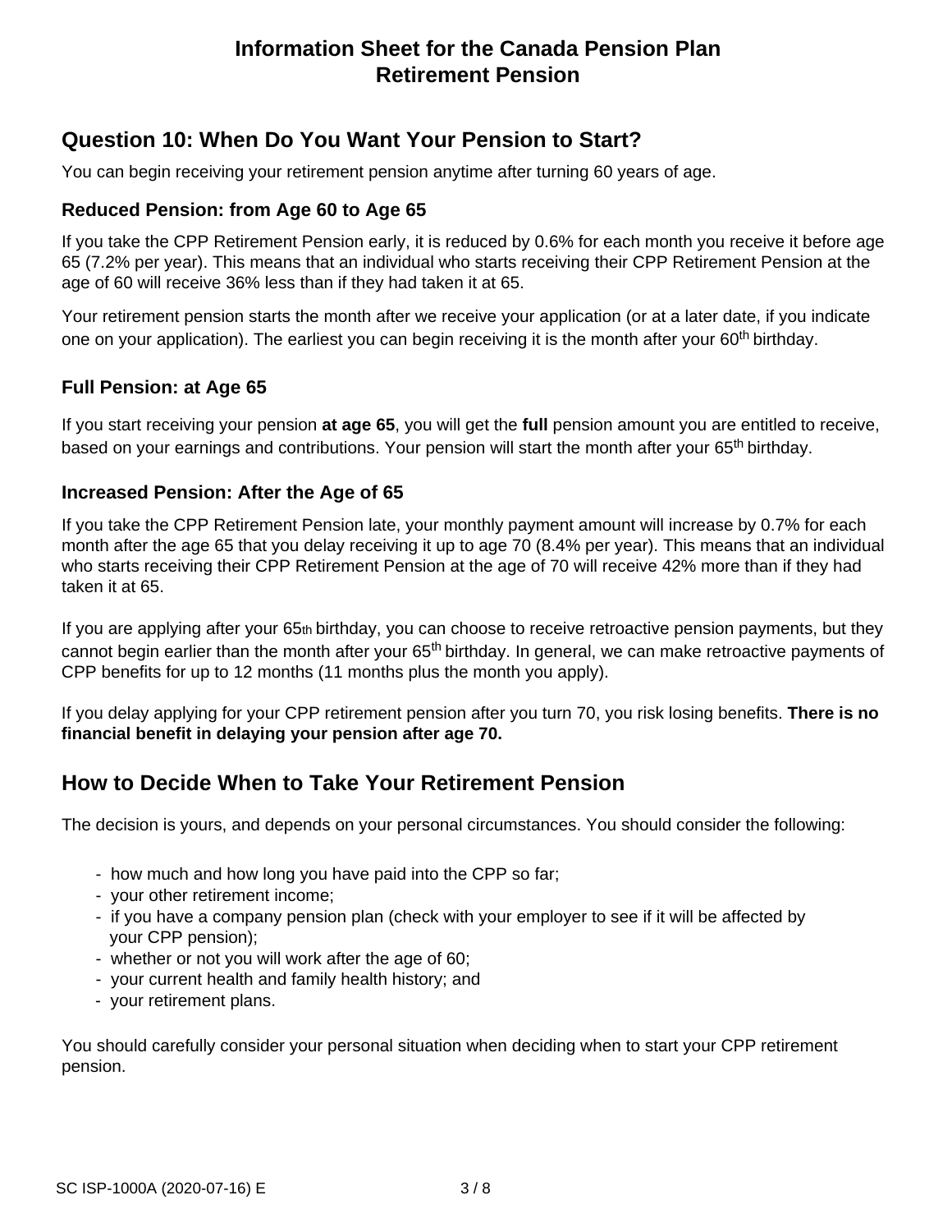# Information Sheet for the Canada Pension Plan Retirement Pension

## Question 10: When Do You Want Your Pension to Start?

You can begin receiving your retirement pension anytime after turning 60 years of age.

### Reduced Pension: from Age 60 to Age 65

If you take the CPP Retirement Pension early, it is reduced by 0.6% for each month you receive it before age 65 (7.2% per year). This means that an individual who starts receiving their CPP Retirement Pension at the age of 60 will receive 36% less than if they had taken it at 65.

Your retirement pension starts the month after we receive your application (or at a later date, if you indicate one on your application). The earliest you can begin receiving it is the month after your 60th birthday.

### Full Pension: at Age 65

If you start receiving your pension **at age 65**, you will get the **full** pension amount you are entitled to receive, based on your earnings and contributions. Your pension will start the month after your 65th birthday.

### Increased Pension: After the Age of 65

If you take the CPP Retirement Pension late, your monthly payment amount will increase by 0.7% for each month after the age 65 that you delay receiving it up to age 70 (8.4% per year). This means that an individual who starts receiving their CPP Retirement Pension at the age of 70 will receive 42% more than if they had taken it at 65.

If you are applying after your 65th birthday, you can choose to receive retroactive pension payments, but they cannot begin earlier than the month after your 65th birthday. In general, we can make retroactive payments of CPP benefits for up to 12 months (11 months plus the month you apply).

If you delay applying for your CPP retirement pension after you turn 70, you risk losing benefits. **There is no financial benefit in delaying your pension after age 70.**

## How to Decide When to Take Your Retirement Pension

The decision is yours, and depends on your personal circumstances. You should consider the following:

- how much and how long you have paid into the CPP so far;
- your other retirement income;
- if you have a company pension plan (check with your employer to see if it will be affected by your CPP pension);
- whether or not you will work after the age of 60;
- your current health and family health history; and
- your retirement plans.

You should carefully consider your personal situation when deciding when to start your CPP retirement pension.

SC ISP-1000A (2020-07-16) E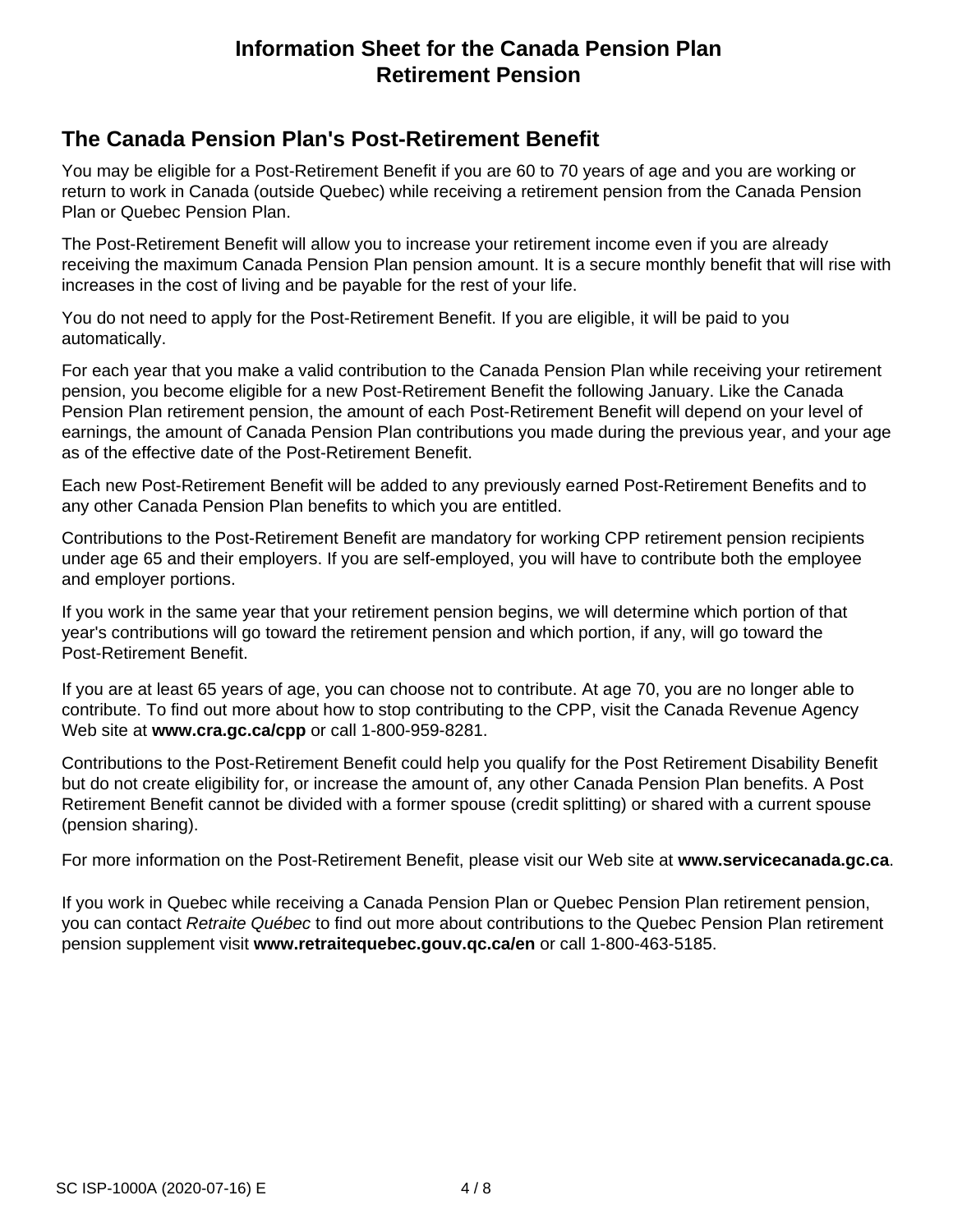# Information Sheet for the Canada Pension Plan Retirement Pension

## The Canada Pension Plan's Post-Retirement Benefit

You may be eligible for a Post-Retirement Benefit if you are 60 to 70 years of age and you are working or return to work in Canada (outside Quebec) while receiving a retirement pension from the Canada Pension Plan or Quebec Pension Plan.

The Post-Retirement Benefit will allow you to increase your retirement income even if you are already receiving the maximum Canada Pension Plan pension amount. It is a secure monthly benefit that will rise with increases in the cost of living and be payable for the rest of your life.

You do not need to apply for the Post-Retirement Benefit. If you are eligible, it will be paid to you automatically.

For each year that you make a valid contribution to the Canada Pension Plan while receiving your retirement pension, you become eligible for a new Post-Retirement Benefit the following January. Like the Canada Pension Plan retirement pension, the amount of each Post-Retirement Benefit will depend on your level of earnings, the amount of Canada Pension Plan contributions you made during the previous year, and your age as of the effective date of the Post-Retirement Benefit.

Each new Post-Retirement Benefit will be added to any previously earned Post-Retirement Benefits and to any other Canada Pension Plan benefits to which you are entitled.

Contributions to the Post-Retirement Benefit are mandatory for working CPP retirement pension recipients under age 65 and their employers. If you are self-employed, you will have to contribute both the employee and employer portions.

If you work in the same year that your retirement pension begins, we will determine which portion of that year's contributions will go toward the retirement pension and which portion, if any, will go toward the Post-Retirement Benefit.

If you are at least 65 years of age, you can choose not to contribute. At age 70, you are no longer able to contribute. To find out more about how to stop contributing to the CPP, visit the Canada Revenue Agency Web site at **www.cra.gc.ca/cpp** or call 1-800-959-8281.

Contributions to the Post-Retirement Benefit could help you qualify for the Post Retirement Disability Benefit but do not create eligibility for, or increase the amount of, any other Canada Pension Plan benefits. A Post Retirement Benefit cannot be divided with a former spouse (credit splitting) or shared with a current spouse (pension sharing).

For more information on the Post-Retirement Benefit, please visit our Web site at **www.servicecanada.gc.ca**.

If you work in Quebec while receiving a Canada Pension Plan or Quebec Pension Plan retirement pension, you can contact *Retraite Québec* to find out more about contributions to the Quebec Pension Plan retirement pension supplement visit **www.retraitequebec.gouv.qc.ca/en** or call 1-800-463-5185.

SC ISP-1000A (2020-07-16) E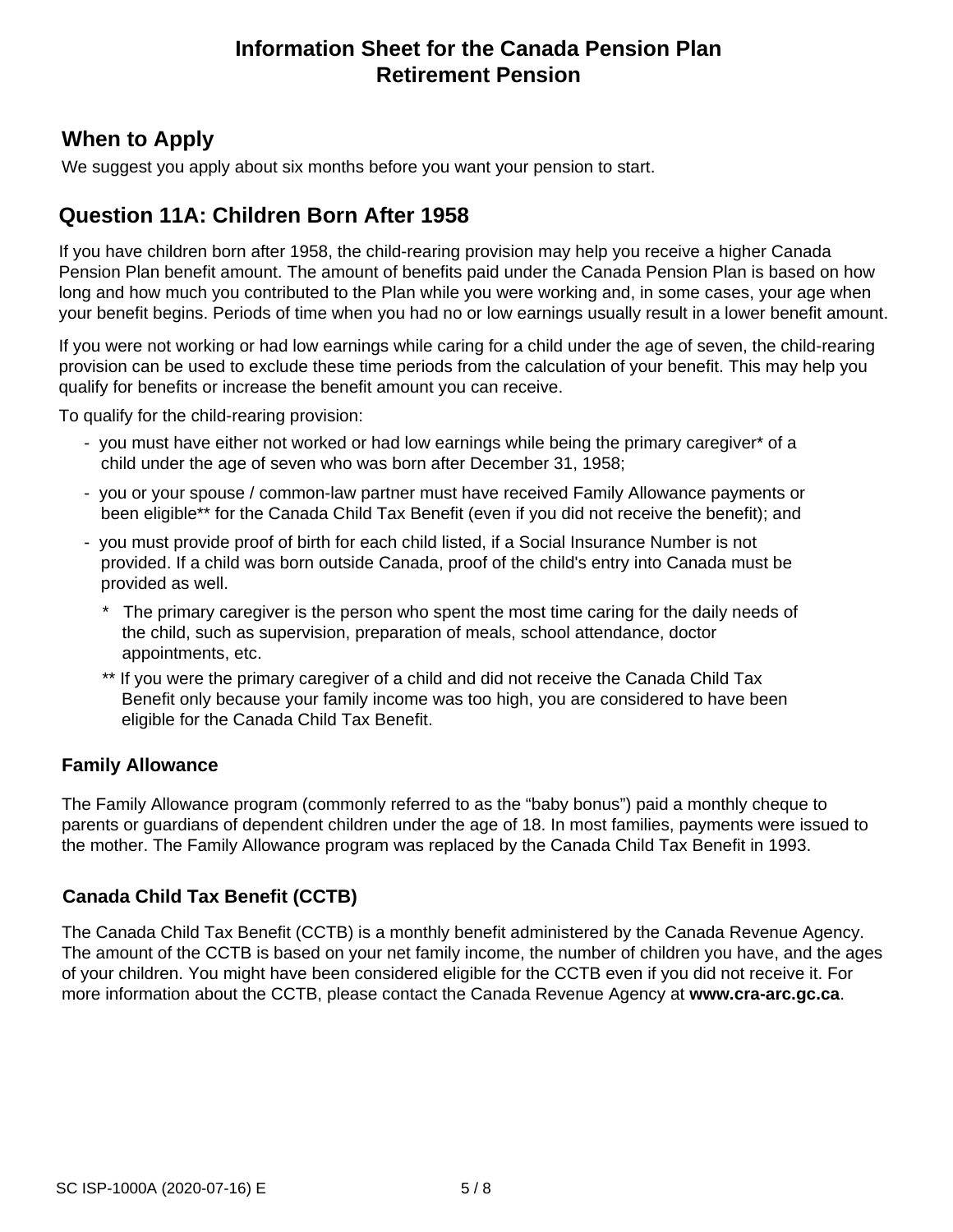# Information Sheet for the Canada Pension Plan Retirement Pension

## When to Apply

We suggest you apply about six months before you want your pension to start.

## Question 11A: Children Born After 1958

If you have children born after 1958, the child-rearing provision may help you receive a higher Canada Pension Plan benefit amount. The amount of benefits paid under the Canada Pension Plan is based on how long and how much you contributed to the Plan while you were working and, in some cases, your age when your benefit begins. Periods of time when you had no or low earnings usually result in a lower benefit amount.

If you were not working or had low earnings while caring for a child under the age of seven, the child-rearing provision can be used to exclude these time periods from the calculation of your benefit. This may help you qualify for benefits or increase the benefit amount you can receive.

To qualify for the child-rearing provision:

- you must have either not worked or had low earnings while being the primary caregiver* of a child under the age of seven who was born after December 31, 1958;
- you or your spouse / common-law partner must have received Family Allowance payments or been eligible** for the Canada Child Tax Benefit (even if you did not receive the benefit); and
- you must provide proof of birth for each child listed, if a Social Insurance Number is not provided. If a child was born outside Canada, proof of the child's entry into Canada must be provided as well.

  \* The primary caregiver is the person who spent the most time caring for the daily needs of the child, such as supervision, preparation of meals, school attendance, doctor appointments, etc.

  ** If you were the primary caregiver of a child and did not receive the Canada Child Tax Benefit only because your family income was too high, you are considered to have been eligible for the Canada Child Tax Benefit.

### Family Allowance

The Family Allowance program (commonly referred to as the “baby bonus”) paid a monthly cheque to parents or guardians of dependent children under the age of 18. In most families, payments were issued to the mother. The Family Allowance program was replaced by the Canada Child Tax Benefit in 1993.

### Canada Child Tax Benefit (CCTB)

The Canada Child Tax Benefit (CCTB) is a monthly benefit administered by the Canada Revenue Agency. The amount of the CCTB is based on your net family income, the number of children you have, and the ages of your children. You might have been considered eligible for the CCTB even if you did not receive it. For more information about the CCTB, please contact the Canada Revenue Agency at **www.cra-arc.gc.ca**.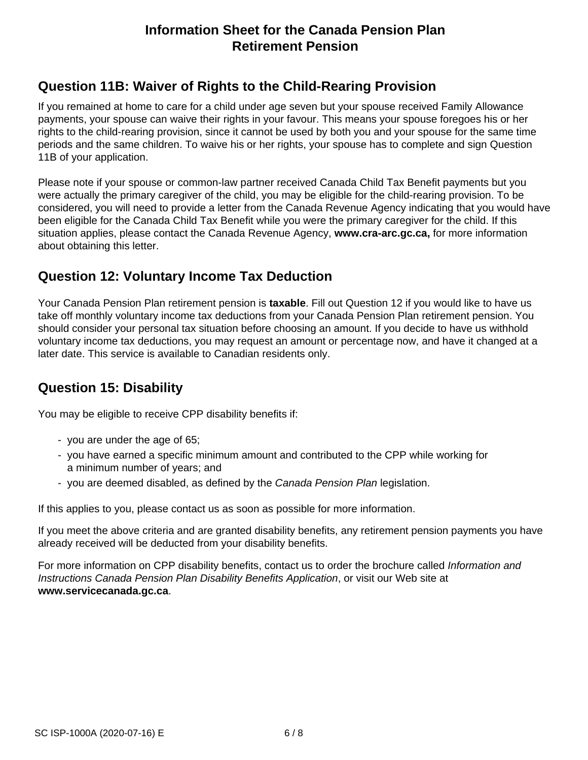# Information Sheet for the Canada Pension Plan Retirement Pension

## Question 11B: Waiver of Rights to the Child-Rearing Provision

If you remained at home to care for a child under age seven but your spouse received Family Allowance payments, your spouse can waive their rights in your favour. This means your spouse foregoes his or her rights to the child-rearing provision, since it cannot be used by both you and your spouse for the same time periods and the same children. To waive his or her rights, your spouse has to complete and sign Question 11B of your application.

Please note if your spouse or common-law partner received Canada Child Tax Benefit payments but you were actually the primary caregiver of the child, you may be eligible for the child-rearing provision. To be considered, you will need to provide a letter from the Canada Revenue Agency indicating that you would have been eligible for the Canada Child Tax Benefit while you were the primary caregiver for the child. If this situation applies, please contact the Canada Revenue Agency, **www.cra-arc.gc.ca,** for more information about obtaining this letter.

## Question 12: Voluntary Income Tax Deduction

Your Canada Pension Plan retirement pension is **taxable**. Fill out Question 12 if you would like to have us take off monthly voluntary income tax deductions from your Canada Pension Plan retirement pension. You should consider your personal tax situation before choosing an amount. If you decide to have us withhold voluntary income tax deductions, you may request an amount or percentage now, and have it changed at a later date. This service is available to Canadian residents only.

## Question 15: Disability

You may be eligible to receive CPP disability benefits if:

- you are under the age of 65;
- you have earned a specific minimum amount and contributed to the CPP while working for a minimum number of years; and
- you are deemed disabled, as defined by the *Canada Pension Plan* legislation.

If this applies to you, please contact us as soon as possible for more information.

If you meet the above criteria and are granted disability benefits, any retirement pension payments you have already received will be deducted from your disability benefits.

For more information on CPP disability benefits, contact us to order the brochure called *Information and Instructions Canada Pension Plan Disability Benefits Application*, or visit our Web site at **www.servicecanada.gc.ca**.

SC ISP-1000A (2020-07-16) E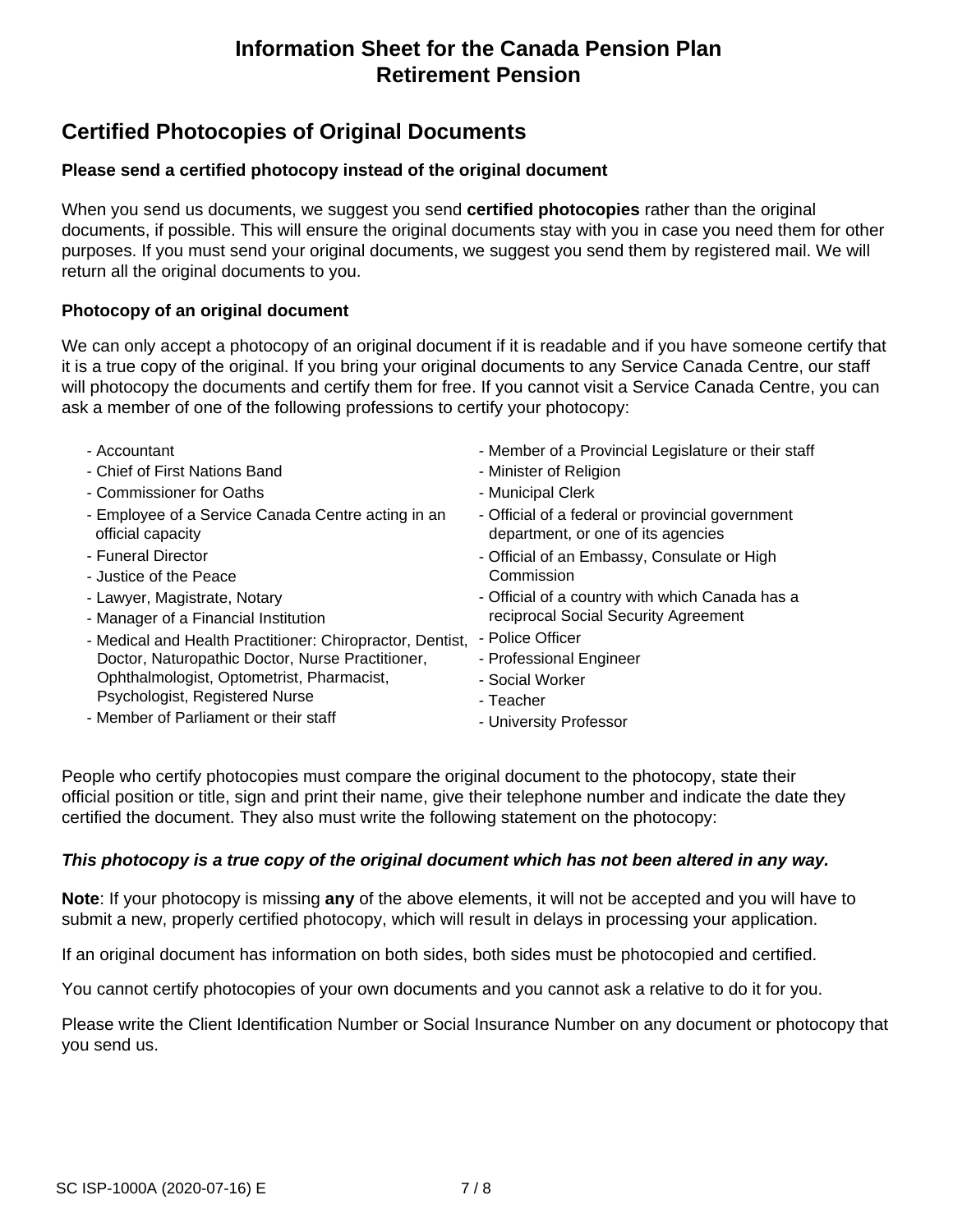# Information Sheet for the Canada Pension Plan Retirement Pension

## Certified Photocopies of Original Documents

**Please send a certified photocopy instead of the original document**

When you send us documents, we suggest you send **certified photocopies** rather than the original documents, if possible. This will ensure the original documents stay with you in case you need them for other purposes. If you must send your original documents, we suggest you send them by registered mail. We will return all the original documents to you.

**Photocopy of an original document**

We can only accept a photocopy of an original document if it is readable and if you have someone certify that it is a true copy of the original. If you bring your original documents to any Service Canada Centre, our staff will photocopy the documents and certify them for free. If you cannot visit a Service Canada Centre, you can ask a member of one of the following professions to certify your photocopy:

- Accountant
- Chief of First Nations Band
- Commissioner for Oaths
- Employee of a Service Canada Centre acting in an official capacity
- Funeral Director
- Justice of the Peace
- Lawyer, Magistrate, Notary
- Manager of a Financial Institution
- Medical and Health Practitioner: Chiropractor, Dentist, Doctor, Naturopathic Doctor, Nurse Practitioner, Ophthalmologist, Optometrist, Pharmacist, Psychologist, Registered Nurse
- Member of Parliament or their staff
- Member of a Provincial Legislature or their staff
- Minister of Religion
- Municipal Clerk
- Official of a federal or provincial government department, or one of its agencies
- Official of an Embassy, Consulate or High Commission
- Official of a country with which Canada has a reciprocal Social Security Agreement
- Police Officer
- Professional Engineer
- Social Worker
- Teacher
- University Professor

People who certify photocopies must compare the original document to the photocopy, state their official position or title, sign and print their name, give their telephone number and indicate the date they certified the document. They also must write the following statement on the photocopy:

***This photocopy is a true copy of the original document which has not been altered in any way.***

**Note**: If your photocopy is missing **any** of the above elements, it will not be accepted and you will have to submit a new, properly certified photocopy, which will result in delays in processing your application.

If an original document has information on both sides, both sides must be photocopied and certified.

You cannot certify photocopies of your own documents and you cannot ask a relative to do it for you.

Please write the Client Identification Number or Social Insurance Number on any document or photocopy that you send us.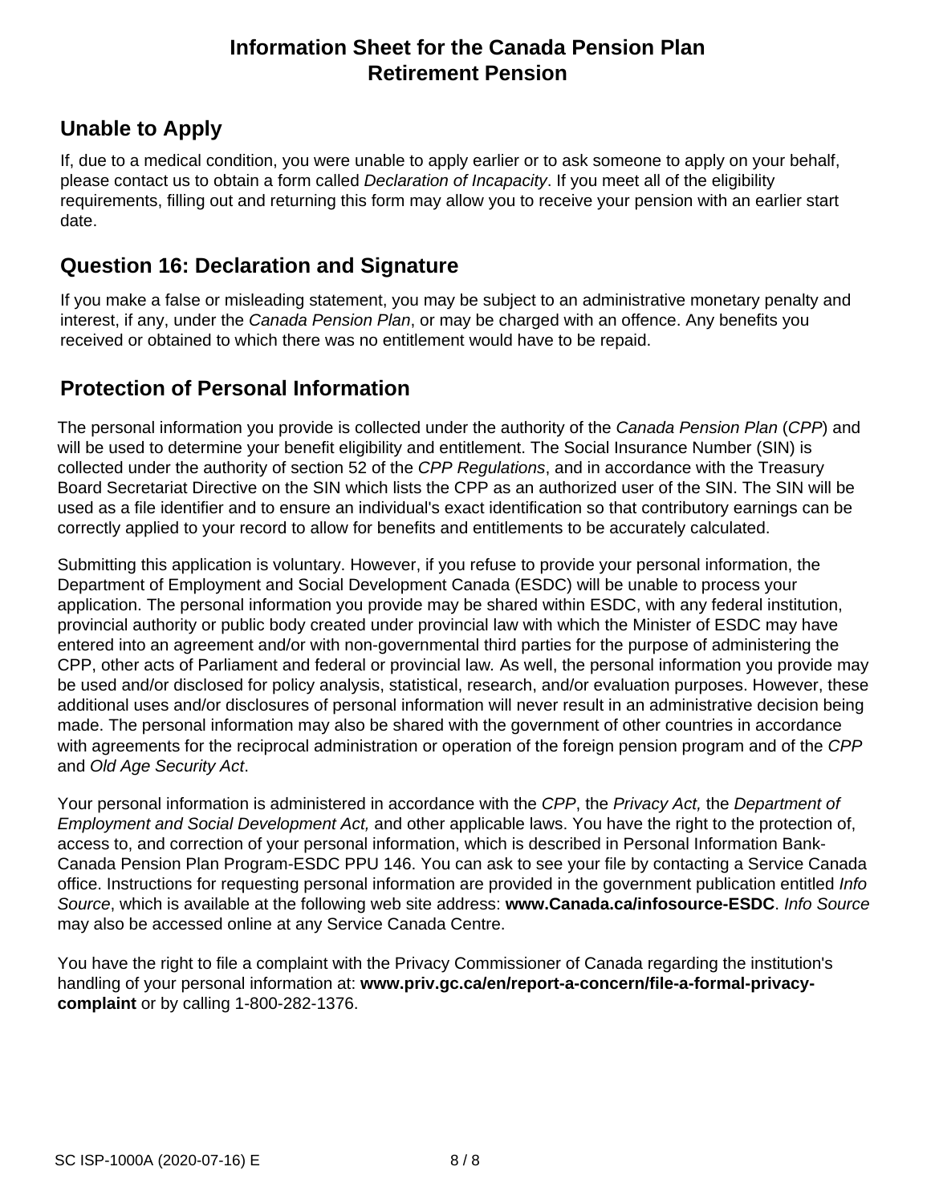# Information Sheet for the Canada Pension Plan Retirement Pension

## Unable to Apply

If, due to a medical condition, you were unable to apply earlier or to ask someone to apply on your behalf, please contact us to obtain a form called *Declaration of Incapacity*. If you meet all of the eligibility requirements, filling out and returning this form may allow you to receive your pension with an earlier start date.

## Question 16: Declaration and Signature

If you make a false or misleading statement, you may be subject to an administrative monetary penalty and interest, if any, under the *Canada Pension Plan*, or may be charged with an offence. Any benefits you received or obtained to which there was no entitlement would have to be repaid.

## Protection of Personal Information

The personal information you provide is collected under the authority of the *Canada Pension Plan* (*CPP*) and will be used to determine your benefit eligibility and entitlement. The Social Insurance Number (SIN) is collected under the authority of section 52 of the *CPP Regulations*, and in accordance with the Treasury Board Secretariat Directive on the SIN which lists the CPP as an authorized user of the SIN. The SIN will be used as a file identifier and to ensure an individual's exact identification so that contributory earnings can be correctly applied to your record to allow for benefits and entitlements to be accurately calculated.

Submitting this application is voluntary. However, if you refuse to provide your personal information, the Department of Employment and Social Development Canada (ESDC) will be unable to process your application. The personal information you provide may be shared within ESDC, with any federal institution, provincial authority or public body created under provincial law with which the Minister of ESDC may have entered into an agreement and/or with non-governmental third parties for the purpose of administering the CPP, other acts of Parliament and federal or provincial law. As well, the personal information you provide may be used and/or disclosed for policy analysis, statistical, research, and/or evaluation purposes. However, these additional uses and/or disclosures of personal information will never result in an administrative decision being made. The personal information may also be shared with the government of other countries in accordance with agreements for the reciprocal administration or operation of the foreign pension program and of the *CPP* and *Old Age Security Act*.

Your personal information is administered in accordance with the *CPP*, the *Privacy Act,* the *Department of Employment and Social Development Act,* and other applicable laws. You have the right to the protection of, access to, and correction of your personal information, which is described in Personal Information Bank-Canada Pension Plan Program-ESDC PPU 146. You can ask to see your file by contacting a Service Canada office. Instructions for requesting personal information are provided in the government publication entitled *Info Source*, which is available at the following web site address: **www.Canada.ca/infosource-ESDC**. *Info Source* may also be accessed online at any Service Canada Centre.

You have the right to file a complaint with the Privacy Commissioner of Canada regarding the institution's handling of your personal information at: **www.priv.gc.ca/en/report-a-concern/file-a-formal-privacy-complaint** or by calling 1-800-282-1376.

SC ISP-1000A (2020-07-16) E